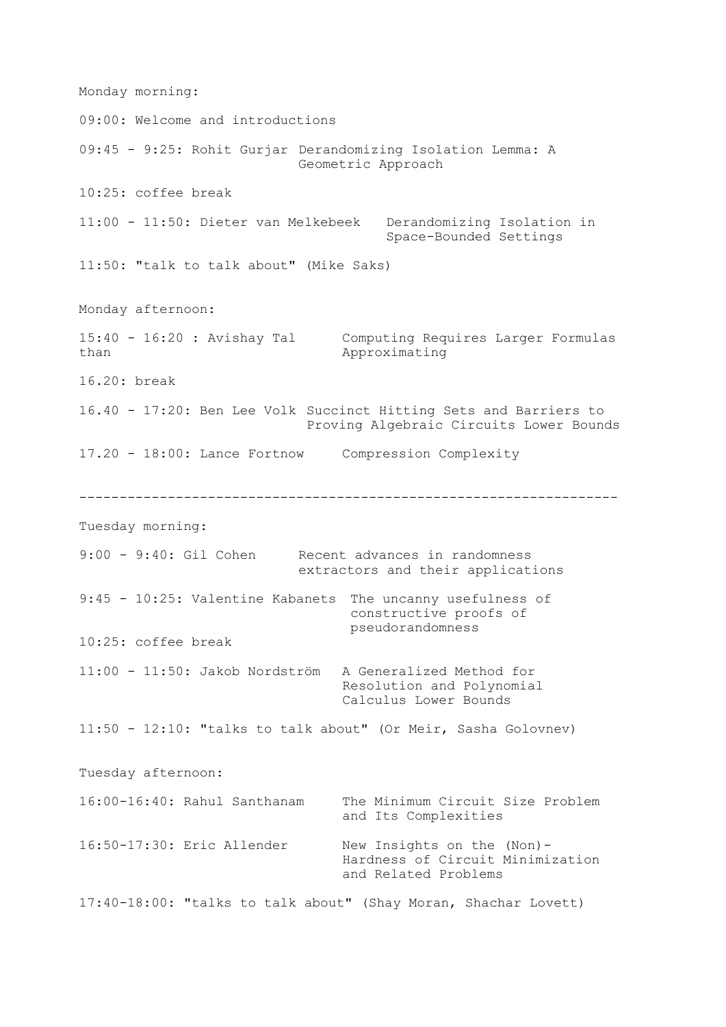Monday morning:

09:00: Welcome and introductions

09:45 - 9:25: Rohit Gurjar Derandomizing Isolation Lemma: A Geometric Approach

10:25: coffee break

11:00 - 11:50: Dieter van Melkebeek Derandomizing Isolation in Space-Bounded Settings

11:50: "talk to talk about" (Mike Saks)

Monday afternoon:

15:40 - 16:20 : Avishay Tal Computing Requires Larger Formulas than Approximating

16.20: break

16.40 - 17:20: Ben Lee Volk Succinct Hitting Sets and Barriers to Proving Algebraic Circuits Lower Bounds

17.20 - 18:00: Lance Fortnow Compression Complexity

---

Tuesday morning:

9:00 - 9:40: Gil Cohen Recent advances in randomness extractors and their applications

9:45 - 10:25: Valentine Kabanets The uncanny usefulness of constructive proofs of pseudorandomness

10:25: coffee break

11:00 - 11:50: Jakob Nordström A Generalized Method for Resolution and Polynomial Calculus Lower Bounds

11:50 - 12:10: "talks to talk about" (Or Meir, Sasha Golovnev)

Tuesday afternoon:

16:00-16:40: Rahul Santhanam The Minimum Circuit Size Problem and Its Complexities

16:50-17:30: Eric Allender New Insights on the (Non)-Hardness of Circuit Minimization and Related Problems

17:40-18:00: "talks to talk about" (Shay Moran, Shachar Lovett)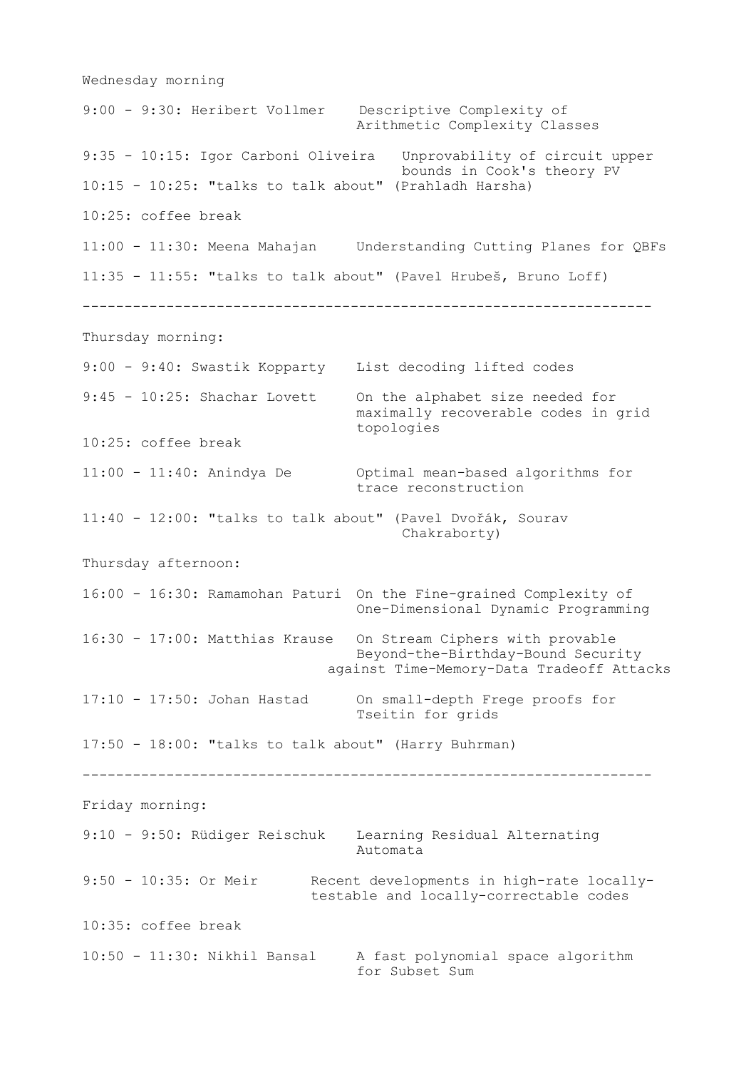Wednesday morning

9:00 - 9:30: Heribert Vollmer    Descriptive Complexity of Arithmetic Complexity Classes

9:35 - 10:15: Igor Carboni Oliveira    Unprovability of circuit upper bounds in Cook's theory PV

10:15 - 10:25: "talks to talk about" (Prahladh Harsha)

10:25: coffee break

11:00 - 11:30: Meena Mahajan    Understanding Cutting Planes for QBFs

11:35 - 11:55: "talks to talk about" (Pavel Hrubeš, Bruno Loff)

---

Thursday morning:

9:00 - 9:40: Swastik Kopparty    List decoding lifted codes

9:45 - 10:25: Shachar Lovett    On the alphabet size needed for maximally recoverable codes in grid topologies

10:25: coffee break

11:00 - 11:40: Anindya De    Optimal mean-based algorithms for trace reconstruction

11:40 - 12:00: "talks to talk about" (Pavel Dvořák, Sourav Chakraborty)

Thursday afternoon:

16:00 - 16:30: Ramamohan Paturi    On the Fine-grained Complexity of One-Dimensional Dynamic Programming

16:30 - 17:00: Matthias Krause    On Stream Ciphers with provable Beyond-the-Birthday-Bound Security against Time-Memory-Data Tradeoff Attacks

17:10 - 17:50: Johan Hastad    On small-depth Frege proofs for Tseitin for grids

17:50 - 18:00: "talks to talk about" (Harry Buhrman)

---

Friday morning:

9:10 - 9:50: Rüdiger Reischuk    Learning Residual Alternating Automata

9:50 - 10:35: Or Meir    Recent developments in high-rate locally-testable and locally-correctable codes

10:35: coffee break

10:50 - 11:30: Nikhil Bansal    A fast polynomial space algorithm for Subset Sum